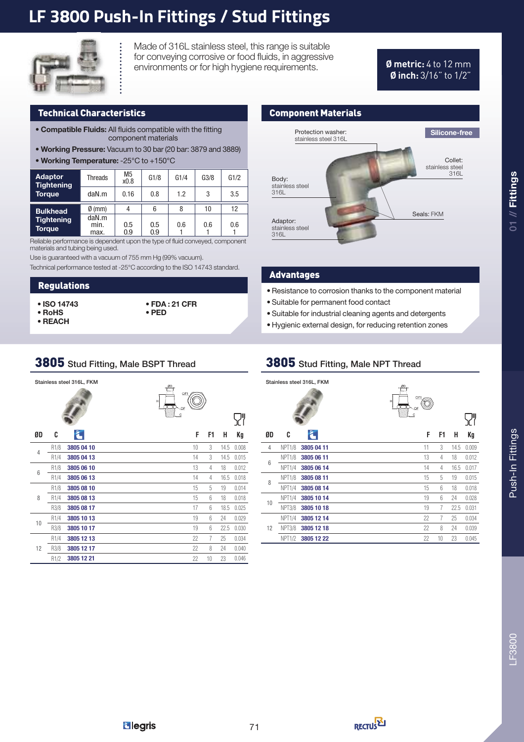# LF 3800 Push-In Fittings / Stud Fittings

Made of 316L stainless steel, this range is suitable for conveying corrosive or food fluids, in aggressive environments or for high hygiene requirements.

**Ø metric:** 4 to 12 mm
**Ø inch:** 3/16" to 1/2"

## Technical Characteristics

- **Compatible Fluids:** All fluids compatible with the fitting component materials
- **Working Pressure:** Vacuum to 30 bar (20 bar: 3879 and 3889)
- **Working Temperature:** -25°C to +150°C

| Adaptor Tightening Torque | Threads | M5 x0.8 | G1/8 | G1/4 | G3/8 | G1/2 |
|---|---|---|---|---|---|---|
| | daN.m | 0.16 | 0.8 | 1.2 | 3 | 3.5 |

| Bulkhead Tightening Torque | Ø (mm) | 4 | 6 | 8 | 10 | 12 |
|---|---|---|---|---|---|---|
| | daN.m min. | 0.5 | 0.5 | 0.6 | 0.6 | 0.6 |
| | max. | 0.9 | 0.9 | 1 | 1 | 1 |

Reliable performance is dependent upon the type of fluid conveyed, component materials and tubing being used.

Use is guaranteed with a vacuum of 755 mm Hg (99% vacuum).

Technical performance tested at -25°C according to the ISO 14743 standard.

## Regulations

- **ISO 14743**
- **RoHS**
- **REACH**
- **FDA : 21 CFR**
- **PED**

## Component Materials

**Silicone-free**

- Protection washer: stainless steel 316L
- Collet: stainless steel 316L
- Body: stainless steel 316L
- Seals: FKM
- Adaptor: stainless steel 316L

## Advantages

- Resistance to corrosion thanks to the component material
- Suitable for permanent food contact
- Suitable for industrial cleaning agents and detergents
- Hygienic external design, for reducing retention zones

## 3805 Stud Fitting, Male BSPT Thread

Stainless steel 316L, FKM

| ØD | C | Ref. | F | F1 | H | Kg |
|---|---|---|---|---|---|---|
| 4 | R1/8 | **3805 04 10** | 10 | 3 | 14.5 | 0.008 |
| | R1/4 | **3805 04 13** | 14 | 3 | 14.5 | 0.015 |
| 6 | R1/8 | **3805 06 10** | 13 | 4 | 18 | 0.012 |
| | R1/4 | **3805 06 13** | 14 | 4 | 16.5 | 0.018 |
| 8 | R1/8 | **3805 08 10** | 15 | 5 | 19 | 0.014 |
| | R1/4 | **3805 08 13** | 15 | 6 | 18 | 0.018 |
| | R3/8 | **3805 08 17** | 17 | 6 | 18.5 | 0.025 |
| 10 | R1/4 | **3805 10 13** | 19 | 6 | 24 | 0.029 |
| | R3/8 | **3805 10 17** | 19 | 6 | 22.5 | 0.030 |
| 12 | R1/4 | **3805 12 13** | 22 | 7 | 25 | 0.034 |
| | R3/8 | **3805 12 17** | 22 | 8 | 24 | 0.040 |
| | R1/2 | **3805 12 21** | 22 | 10 | 23 | 0.046 |

## 3805 Stud Fitting, Male NPT Thread

Stainless steel 316L, FKM

| ØD | C | Ref. | F | F1 | H | Kg |
|---|---|---|---|---|---|---|
| 4 | NPT1/8 | **3805 04 11** | 11 | 3 | 14.5 | 0.009 |
| 6 | NPT1/8 | **3805 06 11** | 13 | 4 | 18 | 0.012 |
| | NPT1/4 | **3805 06 14** | 14 | 4 | 16.5 | 0.017 |
| 8 | NPT1/8 | **3805 08 11** | 15 | 5 | 19 | 0.015 |
| | NPT1/4 | **3805 08 14** | 15 | 6 | 18 | 0.018 |
| 10 | NPT1/4 | **3805 10 14** | 19 | 6 | 24 | 0.028 |
| | NPT3/8 | **3805 10 18** | 19 | 7 | 22.5 | 0.031 |
| 12 | NPT1/4 | **3805 12 14** | 22 | 7 | 25 | 0.034 |
| | NPT3/8 | **3805 12 18** | 22 | 8 | 24 | 0.039 |
| | NPT1/2 | **3805 12 22** | 22 | 10 | 23 | 0.045 |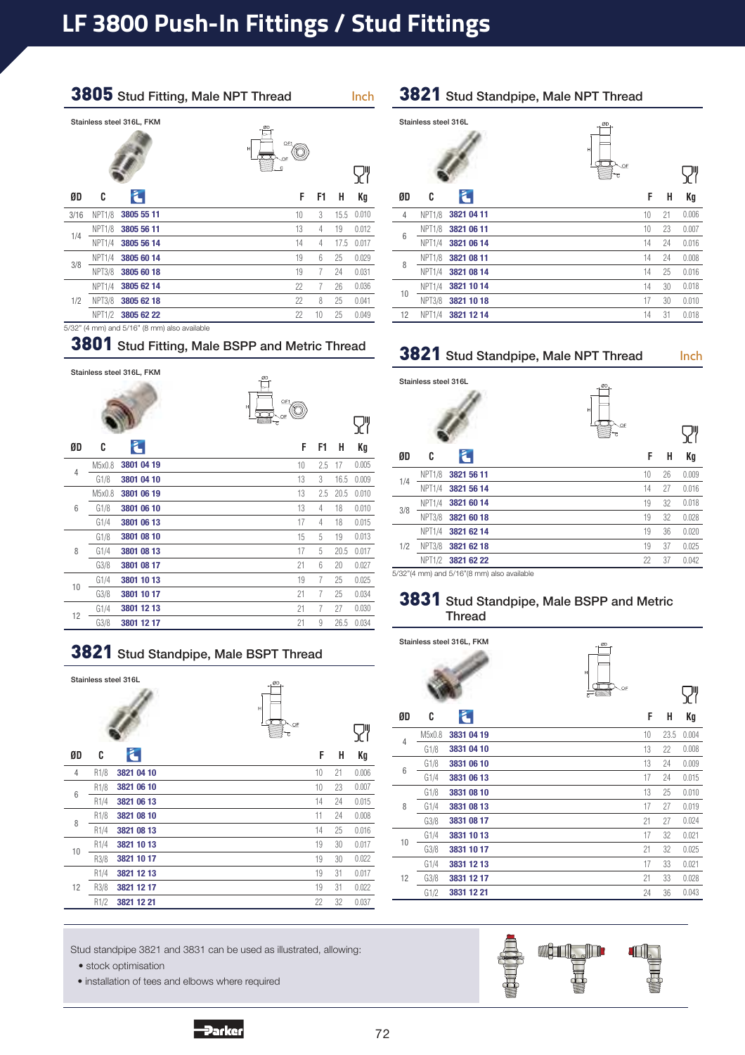# LF 3800 Push-In Fittings / Stud Fittings

## 3805 Stud Fitting, Male NPT Thread — Inch

Stainless steel 316L, FKM

| ØD | C | Ref. | F | F1 | H | Kg |
|---|---|---|---|---|---|---|
| 3/16 | NPT1/8 | 3805 55 11 | 10 | 3 | 15.5 | 0.010 |
| 1/4 | NPT1/8 | 3805 56 11 | 13 | 4 | 19 | 0.012 |
| | NPT1/4 | 3805 56 14 | 14 | 4 | 17.5 | 0.017 |
| 3/8 | NPT1/4 | 3805 60 14 | 19 | 6 | 25 | 0.029 |
| | NPT3/8 | 3805 60 18 | 19 | 7 | 24 | 0.031 |
| 1/2 | NPT1/4 | 3805 62 14 | 22 | 7 | 26 | 0.036 |
| | NPT3/8 | 3805 62 18 | 22 | 8 | 25 | 0.041 |
| | NPT1/2 | 3805 62 22 | 22 | 10 | 25 | 0.049 |

5/32" (4 mm) and 5/16" (8 mm) also available

## 3801 Stud Fitting, Male BSPP and Metric Thread

Stainless steel 316L, FKM

| ØD | C | Ref. | F | F1 | H | Kg |
|---|---|---|---|---|---|---|
| 4 | M5x0.8 | 3801 04 19 | 10 | 2.5 | 17 | 0.005 |
| | G1/8 | 3801 04 10 | 13 | 3 | 16.5 | 0.009 |
| 6 | M5x0.8 | 3801 06 19 | 13 | 2.5 | 20.5 | 0.010 |
| | G1/8 | 3801 06 10 | 13 | 4 | 18 | 0.010 |
| | G1/4 | 3801 06 13 | 17 | 4 | 18 | 0.015 |
| 8 | G1/8 | 3801 08 10 | 15 | 5 | 19 | 0.013 |
| | G1/4 | 3801 08 13 | 17 | 5 | 20.5 | 0.017 |
| | G3/8 | 3801 08 17 | 21 | 6 | 20 | 0.027 |
| 10 | G1/4 | 3801 10 13 | 19 | 7 | 25 | 0.025 |
| | G3/8 | 3801 10 17 | 21 | 7 | 25 | 0.034 |
| 12 | G1/4 | 3801 12 13 | 21 | 7 | 27 | 0.030 |
| | G3/8 | 3801 12 17 | 21 | 9 | 26.5 | 0.034 |

## 3821 Stud Standpipe, Male BSPT Thread

Stainless steel 316L

| ØD | C | Ref. | F | H | Kg |
|---|---|---|---|---|---|
| 4 | R1/8 | 3821 04 10 | 10 | 21 | 0.006 |
| 6 | R1/8 | 3821 06 10 | 10 | 23 | 0.007 |
| | R1/4 | 3821 06 13 | 14 | 24 | 0.015 |
| 8 | R1/8 | 3821 08 10 | 11 | 24 | 0.008 |
| | R1/4 | 3821 08 13 | 14 | 25 | 0.016 |
| 10 | R1/4 | 3821 10 13 | 19 | 30 | 0.017 |
| | R3/8 | 3821 10 17 | 19 | 30 | 0.022 |
| 12 | R1/4 | 3821 12 13 | 19 | 31 | 0.017 |
| | R3/8 | 3821 12 17 | 19 | 31 | 0.022 |
| | R1/2 | 3821 12 21 | 22 | 32 | 0.037 |

## 3821 Stud Standpipe, Male NPT Thread

Stainless steel 316L

| ØD | C | Ref. | F | H | Kg |
|---|---|---|---|---|---|
| 4 | NPT1/8 | 3821 04 11 | 10 | 21 | 0.006 |
| 6 | NPT1/8 | 3821 06 11 | 10 | 23 | 0.007 |
| | NPT1/4 | 3821 06 14 | 14 | 24 | 0.016 |
| 8 | NPT1/8 | 3821 08 11 | 14 | 24 | 0.008 |
| | NPT1/4 | 3821 08 14 | 14 | 25 | 0.016 |
| 10 | NPT1/4 | 3821 10 14 | 14 | 30 | 0.018 |
| | NPT3/8 | 3821 10 18 | 17 | 30 | 0.010 |
| 12 | NPT1/4 | 3821 12 14 | 14 | 31 | 0.018 |

## 3821 Stud Standpipe, Male NPT Thread — Inch

Stainless steel 316L

| ØD | C | Ref. | F | H | Kg |
|---|---|---|---|---|---|
| 1/4 | NPT1/8 | 3821 56 11 | 10 | 26 | 0.009 |
| | NPT1/4 | 3821 56 14 | 14 | 27 | 0.016 |
| 3/8 | NPT1/4 | 3821 60 14 | 19 | 32 | 0.018 |
| | NPT3/8 | 3821 60 18 | 19 | 32 | 0.028 |
| 1/2 | NPT1/4 | 3821 62 14 | 19 | 36 | 0.020 |
| | NPT3/8 | 3821 62 18 | 19 | 37 | 0.025 |
| | NPT1/2 | 3821 62 22 | 22 | 37 | 0.042 |

5/32"(4 mm) and 5/16"(8 mm) also available

## 3831 Stud Standpipe, Male BSPP and Metric Thread

Stainless steel 316L, FKM

| ØD | C | Ref. | F | H | Kg |
|---|---|---|---|---|---|
| 4 | M5x0.8 | 3831 04 19 | 10 | 23.5 | 0.004 |
| | G1/8 | 3831 04 10 | 13 | 22 | 0.008 |
| 6 | G1/8 | 3831 06 10 | 13 | 24 | 0.009 |
| | G1/4 | 3831 06 13 | 17 | 24 | 0.015 |
| 8 | G1/8 | 3831 08 10 | 13 | 25 | 0.010 |
| | G1/4 | 3831 08 13 | 17 | 27 | 0.019 |
| | G3/8 | 3831 08 17 | 21 | 27 | 0.024 |
| 10 | G1/4 | 3831 10 13 | 17 | 32 | 0.021 |
| | G3/8 | 3831 10 17 | 21 | 32 | 0.025 |
| 12 | G1/4 | 3831 12 13 | 17 | 33 | 0.021 |
| | G3/8 | 3831 12 17 | 21 | 33 | 0.028 |
| | G1/2 | 3831 12 21 | 24 | 36 | 0.043 |

Stud standpipe 3821 and 3831 can be used as illustrated, allowing:

- stock optimisation
- installation of tees and elbows where required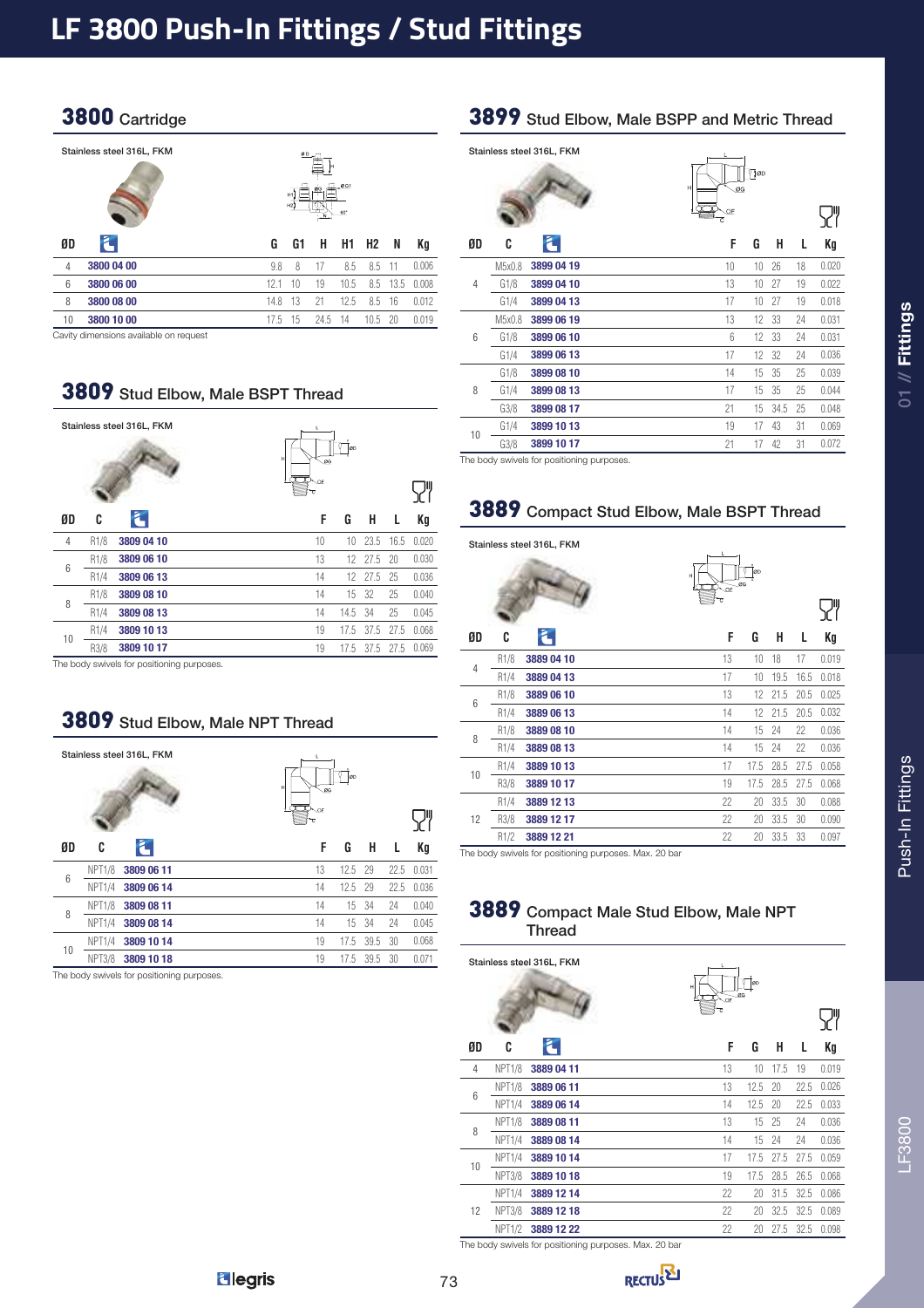# LF 3800 Push-In Fittings / Stud Fittings

## 3800 Cartridge

Stainless steel 316L, FKM

| ØD | Ref. | G | G1 | H | H1 | H2 | N | Kg |
|---|---|---|---|---|---|---|---|---|
| 4 | 3800 04 00 | 9.8 | 8 | 17 | 8.5 | 8.5 | 11 | 0.006 |
| 6 | 3800 06 00 | 12.1 | 10 | 19 | 10.5 | 8.5 | 13.5 | 0.008 |
| 8 | 3800 08 00 | 14.8 | 13 | 21 | 12.5 | 8.5 | 16 | 0.012 |
| 10 | 3800 10 00 | 17.5 | 15 | 24.5 | 14 | 10.5 | 20 | 0.019 |

Cavity dimensions available on request

## 3809 Stud Elbow, Male BSPT Thread

Stainless steel 316L, FKM

| ØD | C | Ref. | F | G | H | L | Kg |
|---|---|---|---|---|---|---|---|
| 4 | R1/8 | 3809 04 10 | 10 | 10 | 23.5 | 16.5 | 0.020 |
| 6 | R1/8 | 3809 06 10 | 13 | 12 | 27.5 | 20 | 0.030 |
| | R1/4 | 3809 06 13 | 14 | 12 | 27.5 | 25 | 0.036 |
| 8 | R1/8 | 3809 08 10 | 14 | 15 | 32 | 25 | 0.040 |
| | R1/4 | 3809 08 13 | 14 | 14.5 | 34 | 25 | 0.045 |
| 10 | R1/4 | 3809 10 13 | 19 | 17.5 | 37.5 | 27.5 | 0.068 |
| | R3/8 | 3809 10 17 | 19 | 17.5 | 37.5 | 27.5 | 0.069 |

The body swivels for positioning purposes.

## 3809 Stud Elbow, Male NPT Thread

Stainless steel 316L, FKM

| ØD | C | Ref. | F | G | H | L | Kg |
|---|---|---|---|---|---|---|---|
| 6 | NPT1/8 | 3809 06 11 | 13 | 12.5 | 29 | 22.5 | 0.031 |
| | NPT1/4 | 3809 06 14 | 14 | 12.5 | 29 | 22.5 | 0.036 |
| 8 | NPT1/8 | 3809 08 11 | 14 | 15 | 34 | 24 | 0.040 |
| | NPT1/4 | 3809 08 14 | 14 | 15 | 34 | 24 | 0.045 |
| 10 | NPT1/4 | 3809 10 14 | 19 | 17.5 | 39.5 | 30 | 0.068 |
| | NPT3/8 | 3809 10 18 | 19 | 17.5 | 39.5 | 30 | 0.071 |

The body swivels for positioning purposes.

## 3899 Stud Elbow, Male BSPP and Metric Thread

Stainless steel 316L, FKM

| ØD | C | Ref. | F | G | H | L | Kg |
|---|---|---|---|---|---|---|---|
| 4 | M5x0.8 | 3899 04 19 | 10 | 10 | 26 | 18 | 0.020 |
| | G1/8 | 3899 04 10 | 13 | 10 | 27 | 19 | 0.022 |
| | G1/4 | 3899 04 13 | 17 | 10 | 27 | 19 | 0.018 |
| 6 | M5x0.8 | 3899 06 19 | 13 | 12 | 33 | 24 | 0.031 |
| | G1/8 | 3899 06 10 | 6 | 12 | 33 | 24 | 0.031 |
| | G1/4 | 3899 06 13 | 17 | 12 | 32 | 24 | 0.036 |
| 8 | G1/8 | 3899 08 10 | 14 | 15 | 35 | 25 | 0.039 |
| | G1/4 | 3899 08 13 | 17 | 15 | 35 | 25 | 0.044 |
| | G3/8 | 3899 08 17 | 21 | 15 | 34.5 | 25 | 0.048 |
| 10 | G1/4 | 3899 10 13 | 19 | 17 | 43 | 31 | 0.069 |
| | G3/8 | 3899 10 17 | 21 | 17 | 42 | 31 | 0.072 |

The body swivels for positioning purposes.

## 3889 Compact Stud Elbow, Male BSPT Thread

Stainless steel 316L, FKM

| ØD | C | Ref. | F | G | H | L | Kg |
|---|---|---|---|---|---|---|---|
| 4 | R1/8 | 3889 04 10 | 13 | 10 | 18 | 17 | 0.019 |
| | R1/4 | 3889 04 13 | 17 | 10 | 19.5 | 16.5 | 0.018 |
| 6 | R1/8 | 3889 06 10 | 13 | 12 | 21.5 | 20.5 | 0.025 |
| | R1/4 | 3889 06 13 | 14 | 12 | 21.5 | 20.5 | 0.032 |
| 8 | R1/8 | 3889 08 10 | 14 | 15 | 24 | 22 | 0.036 |
| | R1/4 | 3889 08 13 | 14 | 15 | 24 | 22 | 0.036 |
| 10 | R1/4 | 3889 10 13 | 17 | 17.5 | 28.5 | 27.5 | 0.058 |
| | R3/8 | 3889 10 17 | 19 | 17.5 | 28.5 | 27.5 | 0.068 |
| 12 | R1/4 | 3889 12 13 | 22 | 20 | 33.5 | 30 | 0.088 |
| | R3/8 | 3889 12 17 | 22 | 20 | 33.5 | 30 | 0.090 |
| | R1/2 | 3889 12 21 | 22 | 20 | 33.5 | 33 | 0.097 |

The body swivels for positioning purposes. Max. 20 bar

## 3889 Compact Male Stud Elbow, Male NPT Thread

Stainless steel 316L, FKM

| ØD | C | Ref. | F | G | H | L | Kg |
|---|---|---|---|---|---|---|---|
| 4 | NPT1/8 | 3889 04 11 | 13 | 10 | 17.5 | 19 | 0.019 |
| 6 | NPT1/8 | 3889 06 11 | 13 | 12.5 | 20 | 22.5 | 0.026 |
| | NPT1/4 | 3889 06 14 | 14 | 12.5 | 20 | 22.5 | 0.033 |
| 8 | NPT1/8 | 3889 08 11 | 13 | 15 | 25 | 24 | 0.036 |
| | NPT1/4 | 3889 08 14 | 14 | 15 | 24 | 24 | 0.036 |
| 10 | NPT1/4 | 3889 10 14 | 17 | 17.5 | 27.5 | 27.5 | 0.059 |
| | NPT3/8 | 3889 10 18 | 19 | 17.5 | 28.5 | 26.5 | 0.068 |
| 12 | NPT1/4 | 3889 12 14 | 22 | 20 | 31.5 | 32.5 | 0.086 |
| | NPT3/8 | 3889 12 18 | 22 | 20 | 32.5 | 32.5 | 0.089 |
| | NPT1/2 | 3889 12 22 | 22 | 20 | 27.5 | 32.5 | 0.098 |

The body swivels for positioning purposes. Max. 20 bar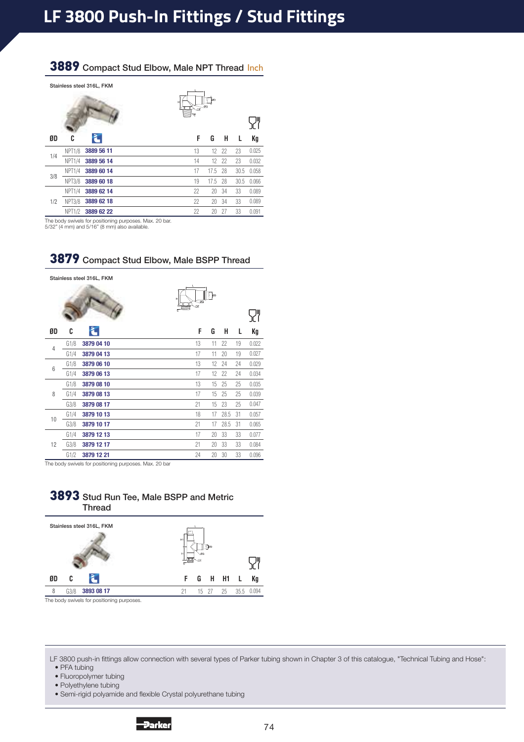# LF 3800 Push-In Fittings / Stud Fittings

## 3889 Compact Stud Elbow, Male NPT Thread Inch

Stainless steel 316L, FKM

| ØD | C | | F | G | H | L | Kg |
|---|---|---|---|---|---|---|---|
| 1/4 | NPT1/8 | 3889 56 11 | 13 | 12 | 22 | 23 | 0.025 |
| | NPT1/4 | 3889 56 14 | 14 | 12 | 22 | 23 | 0.032 |
| 3/8 | NPT1/4 | 3889 60 14 | 17 | 17.5 | 28 | 30.5 | 0.058 |
| | NPT3/8 | 3889 60 18 | 19 | 17.5 | 28 | 30.5 | 0.066 |
| 1/2 | NPT1/4 | 3889 62 14 | 22 | 20 | 34 | 33 | 0.089 |
| | NPT3/8 | 3889 62 18 | 22 | 20 | 34 | 33 | 0.089 |
| | NPT1/2 | 3889 62 22 | 22 | 20 | 27 | 33 | 0.091 |

The body swivels for positioning purposes. Max. 20 bar.
5/32" (4 mm) and 5/16" (8 mm) also available.

## 3879 Compact Stud Elbow, Male BSPP Thread

Stainless steel 316L, FKM

| ØD | C | | F | G | H | L | Kg |
|---|---|---|---|---|---|---|---|
| 4 | G1/8 | 3879 04 10 | 13 | 11 | 22 | 19 | 0.022 |
| | G1/4 | 3879 04 13 | 17 | 11 | 20 | 19 | 0.027 |
| 6 | G1/8 | 3879 06 10 | 13 | 12 | 24 | 24 | 0.029 |
| | G1/4 | 3879 06 13 | 17 | 12 | 22 | 24 | 0.034 |
| 8 | G1/8 | 3879 08 10 | 13 | 15 | 25 | 25 | 0.035 |
| | G1/4 | 3879 08 13 | 17 | 15 | 25 | 25 | 0.039 |
| | G3/8 | 3879 08 17 | 21 | 15 | 23 | 25 | 0.047 |
| 10 | G1/4 | 3879 10 13 | 18 | 17 | 28.5 | 31 | 0.057 |
| | G3/8 | 3879 10 17 | 21 | 17 | 28.5 | 31 | 0.065 |
| 12 | G1/4 | 3879 12 13 | 17 | 20 | 33 | 33 | 0.077 |
| | G3/8 | 3879 12 17 | 21 | 20 | 33 | 33 | 0.084 |
| | G1/2 | 3879 12 21 | 24 | 20 | 30 | 33 | 0.096 |

The body swivels for positioning purposes. Max. 20 bar

## 3893 Stud Run Tee, Male BSPP and Metric Thread

Stainless steel 316L, FKM

| ØD | C | | F | G | H | H1 | L | Kg |
|---|---|---|---|---|---|---|---|---|
| 8 | G3/8 | 3893 08 17 | 21 | 15 | 27 | 25 | 35.5 | 0.094 |

The body swivels for positioning purposes.

LF 3800 push-in fittings allow connection with several types of Parker tubing shown in Chapter 3 of this catalogue, "Technical Tubing and Hose":
- PFA tubing
- Fluoropolymer tubing
- Polyethylene tubing
- Semi-rigid polyamide and flexible Crystal polyurethane tubing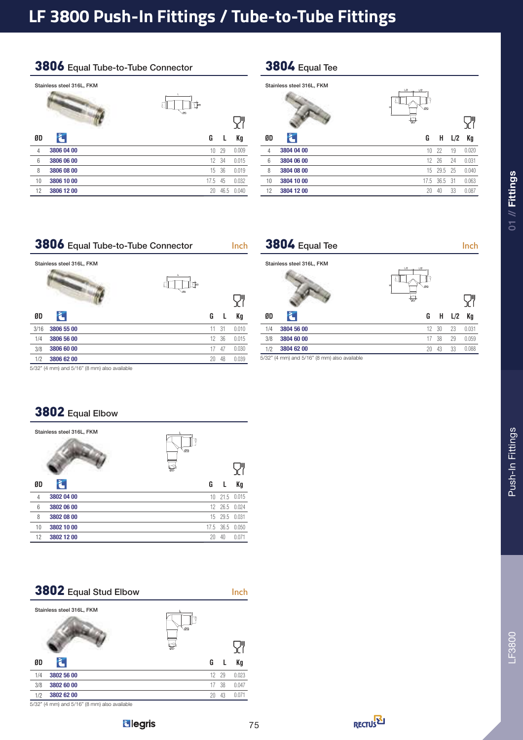# LF 3800 Push-In Fittings / Tube-to-Tube Fittings

## 3806 Equal Tube-to-Tube Connector

Stainless steel 316L, FKM

| ØD | | G | L | Kg |
|---|---|---|---|---|
| 4 | 3806 04 00 | 10 | 29 | 0.009 |
| 6 | 3806 06 00 | 12 | 34 | 0.015 |
| 8 | 3806 08 00 | 15 | 36 | 0.019 |
| 10 | 3806 10 00 | 17.5 | 45 | 0.032 |
| 12 | 3806 12 00 | 20 | 46.5 | 0.040 |

## 3804 Equal Tee

Stainless steel 316L, FKM

| ØD | | G | H | L/2 | Kg |
|---|---|---|---|---|---|
| 4 | 3804 04 00 | 10 | 22 | 19 | 0.020 |
| 6 | 3804 06 00 | 12 | 26 | 24 | 0.031 |
| 8 | 3804 08 00 | 15 | 29.5 | 25 | 0.040 |
| 10 | 3804 10 00 | 17.5 | 36.5 | 31 | 0.063 |
| 12 | 3804 12 00 | 20 | 40 | 33 | 0.087 |

## 3806 Equal Tube-to-Tube Connector — Inch

Stainless steel 316L, FKM

| ØD | | G | L | Kg |
|---|---|---|---|---|
| 3/16 | 3806 55 00 | 11 | 31 | 0.010 |
| 1/4 | 3806 56 00 | 12 | 36 | 0.015 |
| 3/8 | 3806 60 00 | 17 | 47 | 0.030 |
| 1/2 | 3806 62 00 | 20 | 48 | 0.039 |

5/32" (4 mm) and 5/16" (8 mm) also available

## 3804 Equal Tee — Inch

Stainless steel 316L, FKM

| ØD | | G | H | L/2 | Kg |
|---|---|---|---|---|---|
| 1/4 | 3804 56 00 | 12 | 30 | 23 | 0.031 |
| 3/8 | 3804 60 00 | 17 | 38 | 29 | 0.059 |
| 1/2 | 3804 62 00 | 20 | 43 | 33 | 0.088 |

5/32" (4 mm) and 5/16" (8 mm) also available

## 3802 Equal Elbow

Stainless steel 316L, FKM

| ØD | | G | L | Kg |
|---|---|---|---|---|
| 4 | 3802 04 00 | 10 | 21.5 | 0.015 |
| 6 | 3802 06 00 | 12 | 26.5 | 0.024 |
| 8 | 3802 08 00 | 15 | 29.5 | 0.031 |
| 10 | 3802 10 00 | 17.5 | 36.5 | 0.050 |
| 12 | 3802 12 00 | 20 | 40 | 0.071 |

## 3802 Equal Stud Elbow — Inch

Stainless steel 316L, FKM

| ØD | | G | L | Kg |
|---|---|---|---|---|
| 1/4 | 3802 56 00 | 12 | 29 | 0.023 |
| 3/8 | 3802 60 00 | 17 | 38 | 0.047 |
| 1/2 | 3802 62 00 | 20 | 43 | 0.071 |

5/32" (4 mm) and 5/16" (8 mm) also available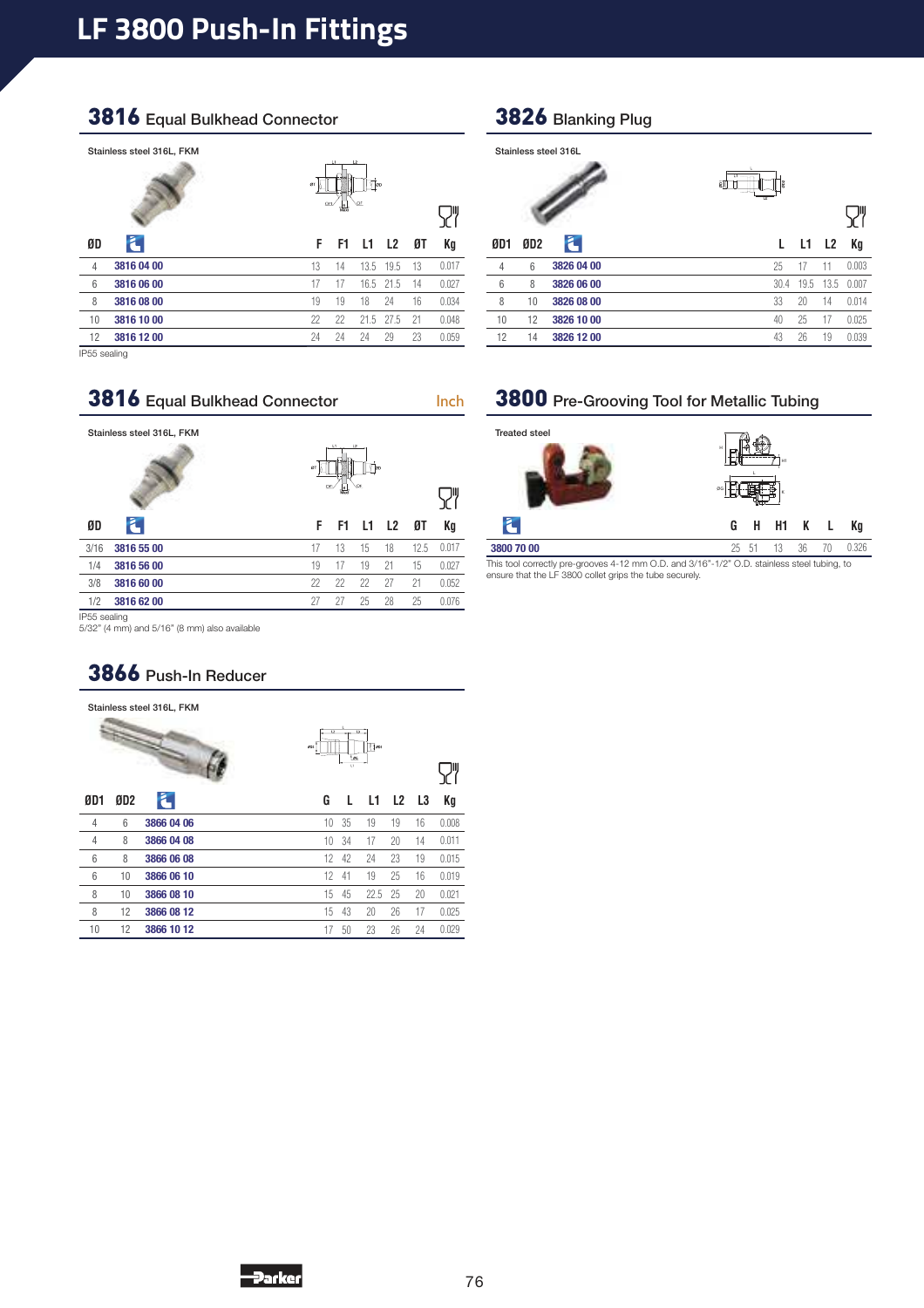# LF 3800 Push-In Fittings

## 3816 Equal Bulkhead Connector

Stainless steel 316L, FKM

| ØD | | F | F1 | L1 | L2 | ØT | Kg |
|---|---|---|---|---|---|---|---|
| 4 | 3816 04 00 | 13 | 14 | 13.5 | 19.5 | 13 | 0.017 |
| 6 | 3816 06 00 | 17 | 17 | 16.5 | 21.5 | 14 | 0.027 |
| 8 | 3816 08 00 | 19 | 19 | 18 | 24 | 16 | 0.034 |
| 10 | 3816 10 00 | 22 | 22 | 21.5 | 27.5 | 21 | 0.048 |
| 12 | 3816 12 00 | 24 | 24 | 24 | 29 | 23 | 0.059 |

IP55 sealing

## 3826 Blanking Plug

Stainless steel 316L

| ØD1 | ØD2 | | L | L1 | L2 | Kg |
|---|---|---|---|---|---|---|
| 4 | 6 | 3826 04 00 | 25 | 17 | 11 | 0.003 |
| 6 | 8 | 3826 06 00 | 30.4 | 19.5 | 13.5 | 0.007 |
| 8 | 10 | 3826 08 00 | 33 | 20 | 14 | 0.014 |
| 10 | 12 | 3826 10 00 | 40 | 25 | 17 | 0.025 |
| 12 | 14 | 3826 12 00 | 43 | 26 | 19 | 0.039 |

## 3816 Equal Bulkhead Connector — Inch

Stainless steel 316L, FKM

| ØD | | F | F1 | L1 | L2 | ØT | Kg |
|---|---|---|---|---|---|---|---|
| 3/16 | 3816 55 00 | 17 | 13 | 15 | 18 | 12.5 | 0.017 |
| 1/4 | 3816 56 00 | 19 | 17 | 19 | 21 | 15 | 0.027 |
| 3/8 | 3816 60 00 | 22 | 22 | 22 | 27 | 21 | 0.052 |
| 1/2 | 3816 62 00 | 27 | 27 | 25 | 28 | 25 | 0.076 |

IP55 sealing

5/32" (4 mm) and 5/16" (8 mm) also available

## 3800 Pre-Grooving Tool for Metallic Tubing

Treated steel

| | G | H | H1 | K | L | Kg |
|---|---|---|---|---|---|---|
| 3800 70 00 | 25 | 51 | 13 | 36 | 70 | 0.326 |

This tool correctly pre-grooves 4-12 mm O.D. and 3/16"-1/2" O.D. stainless steel tubing, to ensure that the LF 3800 collet grips the tube securely.

## 3866 Push-In Reducer

Stainless steel 316L, FKM

| ØD1 | ØD2 | | G | L | L1 | L2 | L3 | Kg |
|---|---|---|---|---|---|---|---|---|
| 4 | 6 | 3866 04 06 | 10 | 35 | 19 | 19 | 16 | 0.008 |
| 4 | 8 | 3866 04 08 | 10 | 34 | 17 | 20 | 14 | 0.011 |
| 6 | 8 | 3866 06 08 | 12 | 42 | 24 | 23 | 19 | 0.015 |
| 6 | 10 | 3866 06 10 | 12 | 41 | 19 | 25 | 16 | 0.019 |
| 8 | 10 | 3866 08 10 | 15 | 45 | 22.5 | 25 | 20 | 0.021 |
| 8 | 12 | 3866 08 12 | 15 | 43 | 20 | 26 | 17 | 0.025 |
| 10 | 12 | 3866 10 12 | 17 | 50 | 23 | 26 | 24 | 0.029 |